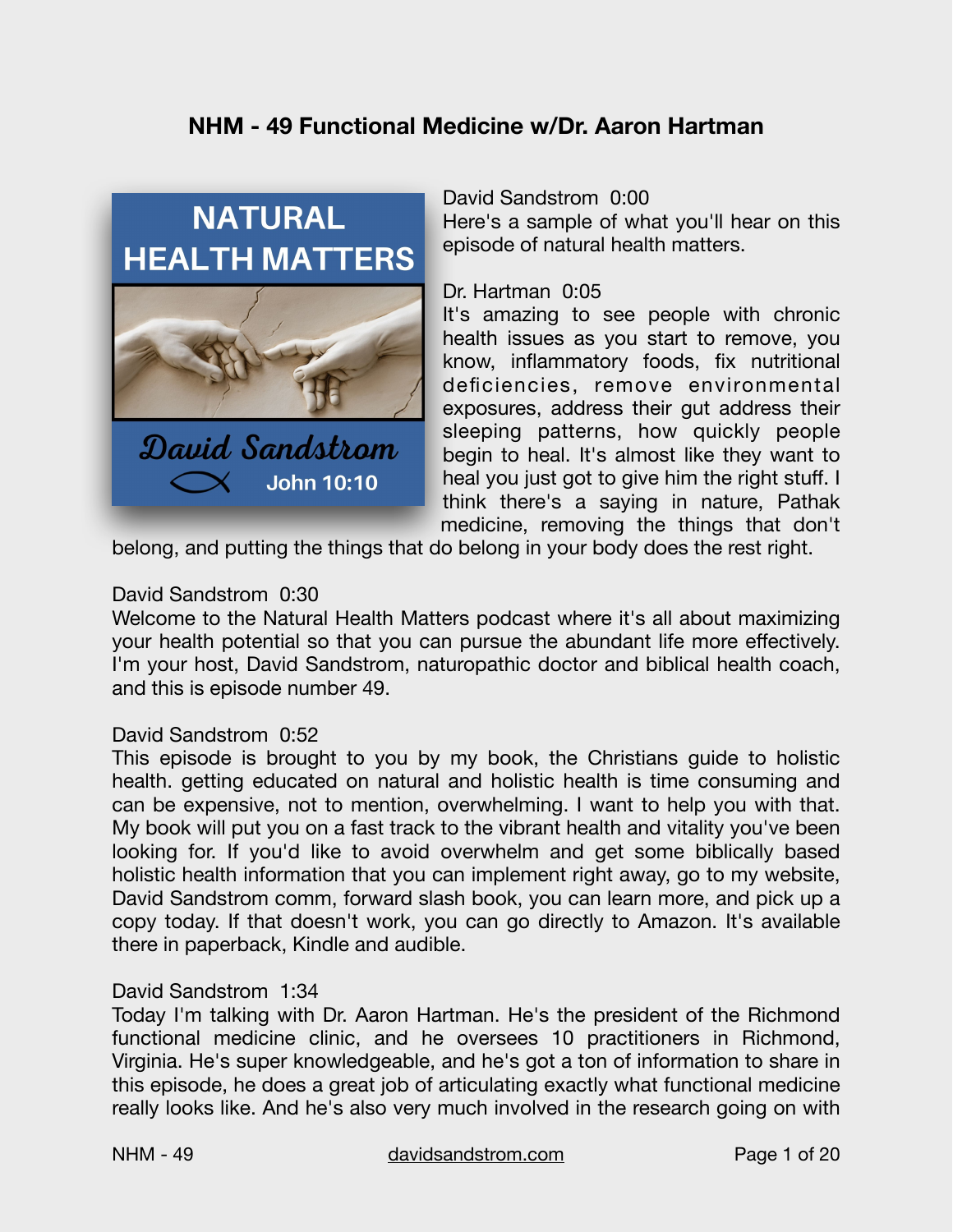# NHM - 49 Functional Medicine w/Dr. Aaron Hartman

David Sandstrom 0:00
Here's a sample of what you'll hear on this episode of natural health matters.

Dr. Hartman 0:05
It's amazing to see people with chronic health issues as you start to remove, you know, inflammatory foods, fix nutritional deficiencies, remove environmental exposures, address their gut address their sleeping patterns, how quickly people begin to heal. It's almost like they want to heal you just got to give him the right stuff. I think there's a saying in nature, Pathak medicine, removing the things that don't belong, and putting the things that do belong in your body does the rest right.

David Sandstrom 0:30
Welcome to the Natural Health Matters podcast where it's all about maximizing your health potential so that you can pursue the abundant life more effectively. I'm your host, David Sandstrom, naturopathic doctor and biblical health coach, and this is episode number 49.

David Sandstrom 0:52
This episode is brought to you by my book, the Christians guide to holistic health. getting educated on natural and holistic health is time consuming and can be expensive, not to mention, overwhelming. I want to help you with that. My book will put you on a fast track to the vibrant health and vitality you've been looking for. If you'd like to avoid overwhelm and get some biblically based holistic health information that you can implement right away, go to my website, David Sandstrom comm, forward slash book, you can learn more, and pick up a copy today. If that doesn't work, you can go directly to Amazon. It's available there in paperback, Kindle and audible.

David Sandstrom 1:34
Today I'm talking with Dr. Aaron Hartman. He's the president of the Richmond functional medicine clinic, and he oversees 10 practitioners in Richmond, Virginia. He's super knowledgeable, and he's got a ton of information to share in this episode, he does a great job of articulating exactly what functional medicine really looks like. And he's also very much involved in the research going on with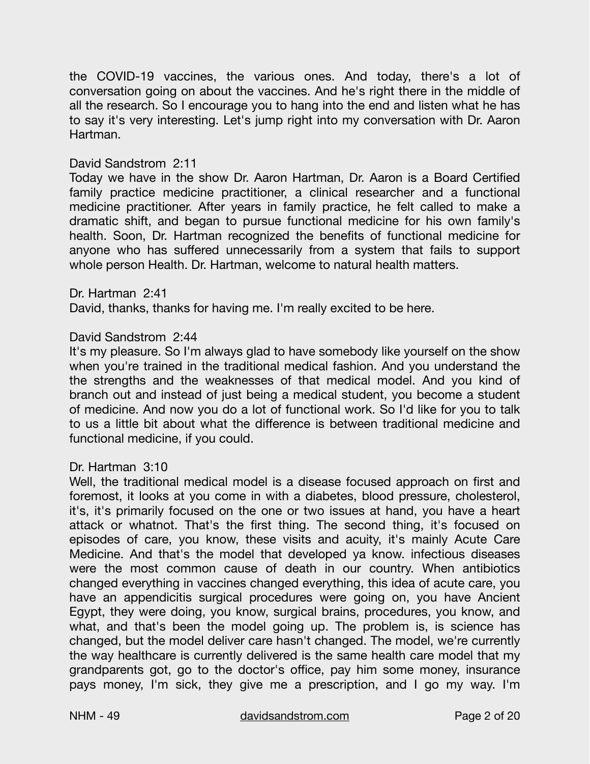the COVID-19 vaccines, the various ones. And today, there's a lot of conversation going on about the vaccines. And he's right there in the middle of all the research. So I encourage you to hang into the end and listen what he has to say it's very interesting. Let's jump right into my conversation with Dr. Aaron Hartman.

David Sandstrom 2:11
Today we have in the show Dr. Aaron Hartman, Dr. Aaron is a Board Certified family practice medicine practitioner, a clinical researcher and a functional medicine practitioner. After years in family practice, he felt called to make a dramatic shift, and began to pursue functional medicine for his own family's health. Soon, Dr. Hartman recognized the benefits of functional medicine for anyone who has suffered unnecessarily from a system that fails to support whole person Health. Dr. Hartman, welcome to natural health matters.

Dr. Hartman 2:41
David, thanks, thanks for having me. I'm really excited to be here.

David Sandstrom 2:44
It's my pleasure. So I'm always glad to have somebody like yourself on the show when you're trained in the traditional medical fashion. And you understand the the strengths and the weaknesses of that medical model. And you kind of branch out and instead of just being a medical student, you become a student of medicine. And now you do a lot of functional work. So I'd like for you to talk to us a little bit about what the difference is between traditional medicine and functional medicine, if you could.

Dr. Hartman 3:10
Well, the traditional medical model is a disease focused approach on first and foremost, it looks at you come in with a diabetes, blood pressure, cholesterol, it's, it's primarily focused on the one or two issues at hand, you have a heart attack or whatnot. That's the first thing. The second thing, it's focused on episodes of care, you know, these visits and acuity, it's mainly Acute Care Medicine. And that's the model that developed ya know. infectious diseases were the most common cause of death in our country. When antibiotics changed everything in vaccines changed everything, this idea of acute care, you have an appendicitis surgical procedures were going on, you have Ancient Egypt, they were doing, you know, surgical brains, procedures, you know, and what, and that's been the model going up. The problem is, is science has changed, but the model deliver care hasn't changed. The model, we're currently the way healthcare is currently delivered is the same health care model that my grandparents got, go to the doctor's office, pay him some money, insurance pays money, I'm sick, they give me a prescription, and I go my way. I'm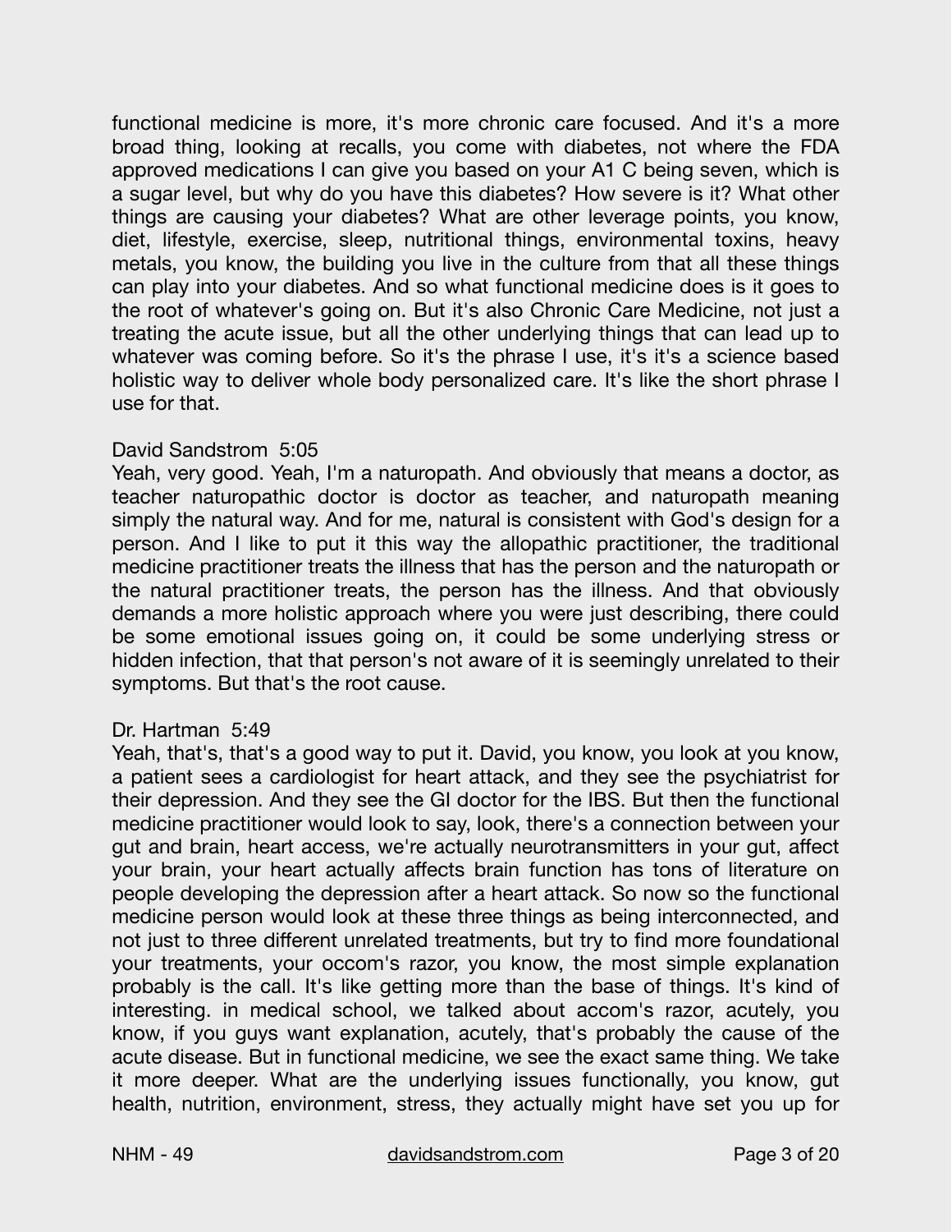functional medicine is more, it's more chronic care focused. And it's a more broad thing, looking at recalls, you come with diabetes, not where the FDA approved medications I can give you based on your A1 C being seven, which is a sugar level, but why do you have this diabetes? How severe is it? What other things are causing your diabetes? What are other leverage points, you know, diet, lifestyle, exercise, sleep, nutritional things, environmental toxins, heavy metals, you know, the building you live in the culture from that all these things can play into your diabetes. And so what functional medicine does is it goes to the root of whatever's going on. But it's also Chronic Care Medicine, not just a treating the acute issue, but all the other underlying things that can lead up to whatever was coming before. So it's the phrase I use, it's it's a science based holistic way to deliver whole body personalized care. It's like the short phrase I use for that.

David Sandstrom 5:05
Yeah, very good. Yeah, I'm a naturopath. And obviously that means a doctor, as teacher naturopathic doctor is doctor as teacher, and naturopath meaning simply the natural way. And for me, natural is consistent with God's design for a person. And I like to put it this way the allopathic practitioner, the traditional medicine practitioner treats the illness that has the person and the naturopath or the natural practitioner treats, the person has the illness. And that obviously demands a more holistic approach where you were just describing, there could be some emotional issues going on, it could be some underlying stress or hidden infection, that that person's not aware of it is seemingly unrelated to their symptoms. But that's the root cause.

Dr. Hartman 5:49
Yeah, that's, that's a good way to put it. David, you know, you look at you know, a patient sees a cardiologist for heart attack, and they see the psychiatrist for their depression. And they see the GI doctor for the IBS. But then the functional medicine practitioner would look to say, look, there's a connection between your gut and brain, heart access, we're actually neurotransmitters in your gut, affect your brain, your heart actually affects brain function has tons of literature on people developing the depression after a heart attack. So now so the functional medicine person would look at these three things as being interconnected, and not just to three different unrelated treatments, but try to find more foundational your treatments, your occom's razor, you know, the most simple explanation probably is the call. It's like getting more than the base of things. It's kind of interesting. in medical school, we talked about accom's razor, acutely, you know, if you guys want explanation, acutely, that's probably the cause of the acute disease. But in functional medicine, we see the exact same thing. We take it more deeper. What are the underlying issues functionally, you know, gut health, nutrition, environment, stress, they actually might have set you up for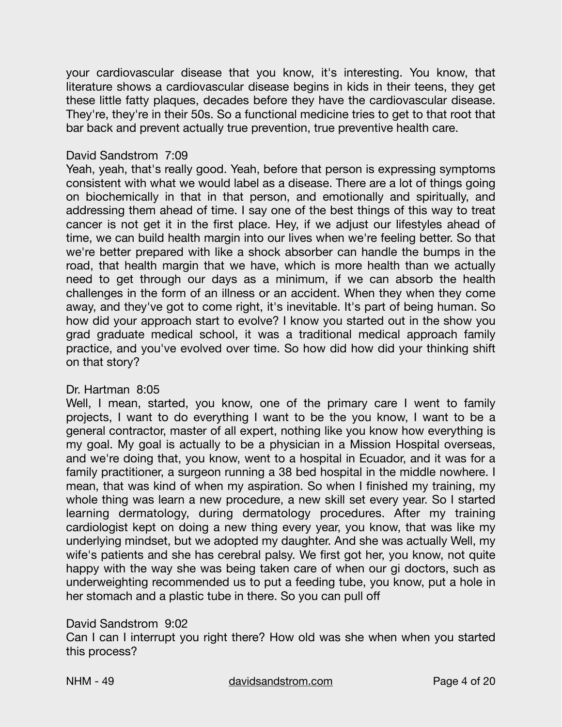your cardiovascular disease that you know, it's interesting. You know, that literature shows a cardiovascular disease begins in kids in their teens, they get these little fatty plaques, decades before they have the cardiovascular disease. They're, they're in their 50s. So a functional medicine tries to get to that root that bar back and prevent actually true prevention, true preventive health care.

David Sandstrom 7:09
Yeah, yeah, that's really good. Yeah, before that person is expressing symptoms consistent with what we would label as a disease. There are a lot of things going on biochemically in that in that person, and emotionally and spiritually, and addressing them ahead of time. I say one of the best things of this way to treat cancer is not get it in the first place. Hey, if we adjust our lifestyles ahead of time, we can build health margin into our lives when we're feeling better. So that we're better prepared with like a shock absorber can handle the bumps in the road, that health margin that we have, which is more health than we actually need to get through our days as a minimum, if we can absorb the health challenges in the form of an illness or an accident. When they when they come away, and they've got to come right, it's inevitable. It's part of being human. So how did your approach start to evolve? I know you started out in the show you grad graduate medical school, it was a traditional medical approach family practice, and you've evolved over time. So how did how did your thinking shift on that story?

Dr. Hartman 8:05
Well, I mean, started, you know, one of the primary care I went to family projects, I want to do everything I want to be the you know, I want to be a general contractor, master of all expert, nothing like you know how everything is my goal. My goal is actually to be a physician in a Mission Hospital overseas, and we're doing that, you know, went to a hospital in Ecuador, and it was for a family practitioner, a surgeon running a 38 bed hospital in the middle nowhere. I mean, that was kind of when my aspiration. So when I finished my training, my whole thing was learn a new procedure, a new skill set every year. So I started learning dermatology, during dermatology procedures. After my training cardiologist kept on doing a new thing every year, you know, that was like my underlying mindset, but we adopted my daughter. And she was actually Well, my wife's patients and she has cerebral palsy. We first got her, you know, not quite happy with the way she was being taken care of when our gi doctors, such as underweighting recommended us to put a feeding tube, you know, put a hole in her stomach and a plastic tube in there. So you can pull off

David Sandstrom 9:02
Can I can I interrupt you right there? How old was she when when you started this process?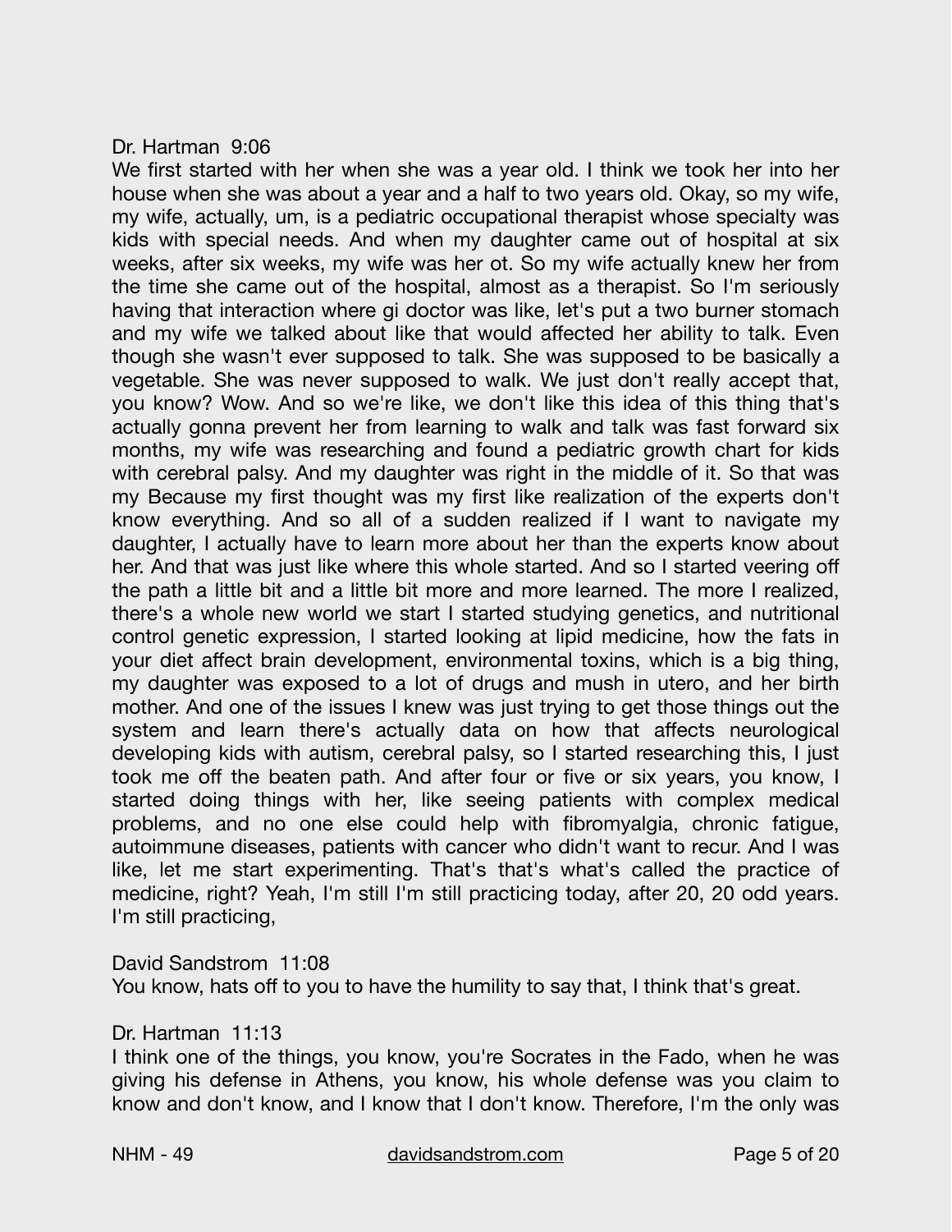Dr. Hartman 9:06
We first started with her when she was a year old. I think we took her into her house when she was about a year and a half to two years old. Okay, so my wife, my wife, actually, um, is a pediatric occupational therapist whose specialty was kids with special needs. And when my daughter came out of hospital at six weeks, after six weeks, my wife was her ot. So my wife actually knew her from the time she came out of the hospital, almost as a therapist. So I'm seriously having that interaction where gi doctor was like, let's put a two burner stomach and my wife we talked about like that would affected her ability to talk. Even though she wasn't ever supposed to talk. She was supposed to be basically a vegetable. She was never supposed to walk. We just don't really accept that, you know? Wow. And so we're like, we don't like this idea of this thing that's actually gonna prevent her from learning to walk and talk was fast forward six months, my wife was researching and found a pediatric growth chart for kids with cerebral palsy. And my daughter was right in the middle of it. So that was my Because my first thought was my first like realization of the experts don't know everything. And so all of a sudden realized if I want to navigate my daughter, I actually have to learn more about her than the experts know about her. And that was just like where this whole started. And so I started veering off the path a little bit and a little bit more and more learned. The more I realized, there's a whole new world we start I started studying genetics, and nutritional control genetic expression, I started looking at lipid medicine, how the fats in your diet affect brain development, environmental toxins, which is a big thing, my daughter was exposed to a lot of drugs and mush in utero, and her birth mother. And one of the issues I knew was just trying to get those things out the system and learn there's actually data on how that affects neurological developing kids with autism, cerebral palsy, so I started researching this, I just took me off the beaten path. And after four or five or six years, you know, I started doing things with her, like seeing patients with complex medical problems, and no one else could help with fibromyalgia, chronic fatigue, autoimmune diseases, patients with cancer who didn't want to recur. And I was like, let me start experimenting. That's that's what's called the practice of medicine, right? Yeah, I'm still I'm still practicing today, after 20, 20 odd years. I'm still practicing,

David Sandstrom 11:08
You know, hats off to you to have the humility to say that, I think that's great.

Dr. Hartman 11:13
I think one of the things, you know, you're Socrates in the Fado, when he was giving his defense in Athens, you know, his whole defense was you claim to know and don't know, and I know that I don't know. Therefore, I'm the only was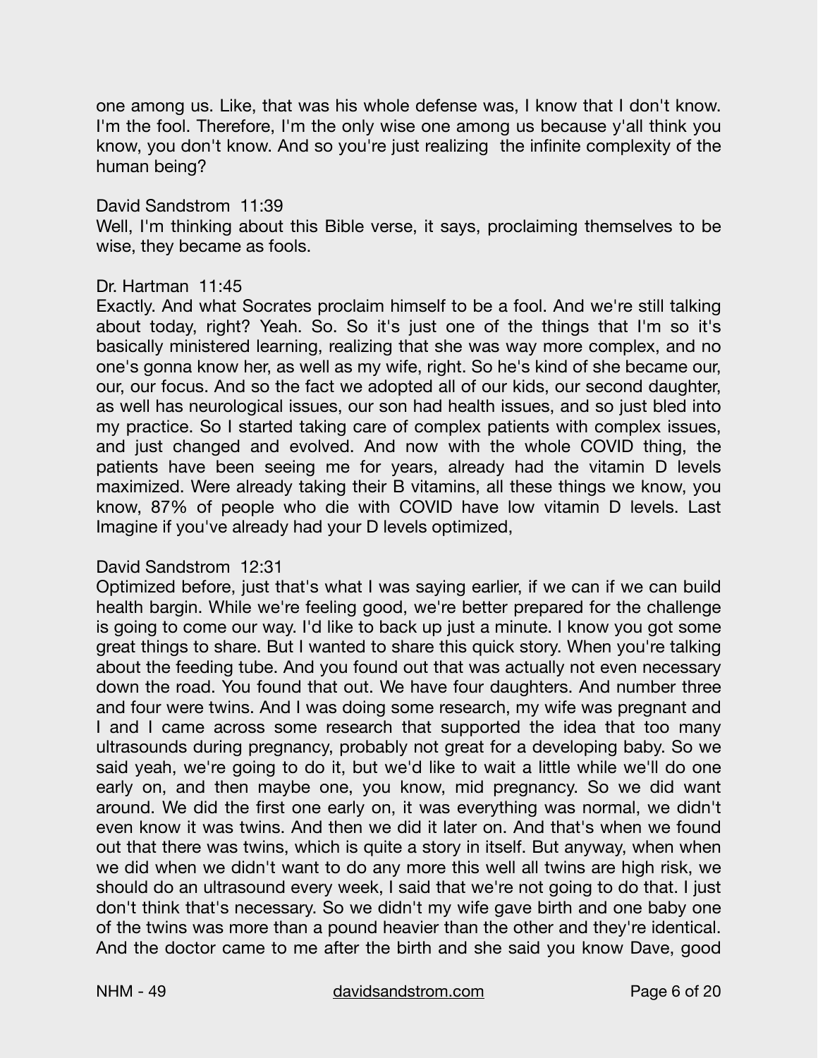one among us. Like, that was his whole defense was, I know that I don't know. I'm the fool. Therefore, I'm the only wise one among us because y'all think you know, you don't know. And so you're just realizing  the infinite complexity of the human being?

David Sandstrom  11:39
Well, I'm thinking about this Bible verse, it says, proclaiming themselves to be wise, they became as fools.

Dr. Hartman  11:45
Exactly. And what Socrates proclaim himself to be a fool. And we're still talking about today, right? Yeah. So. So it's just one of the things that I'm so it's basically ministered learning, realizing that she was way more complex, and no one's gonna know her, as well as my wife, right. So he's kind of she became our, our, our focus. And so the fact we adopted all of our kids, our second daughter, as well has neurological issues, our son had health issues, and so just bled into my practice. So I started taking care of complex patients with complex issues, and just changed and evolved. And now with the whole COVID thing, the patients have been seeing me for years, already had the vitamin D levels maximized. Were already taking their B vitamins, all these things we know, you know, 87% of people who die with COVID have low vitamin D levels. Last Imagine if you've already had your D levels optimized,

David Sandstrom  12:31
Optimized before, just that's what I was saying earlier, if we can if we can build health bargin. While we're feeling good, we're better prepared for the challenge is going to come our way. I'd like to back up just a minute. I know you got some great things to share. But I wanted to share this quick story. When you're talking about the feeding tube. And you found out that was actually not even necessary down the road. You found that out. We have four daughters. And number three and four were twins. And I was doing some research, my wife was pregnant and I and I came across some research that supported the idea that too many ultrasounds during pregnancy, probably not great for a developing baby. So we said yeah, we're going to do it, but we'd like to wait a little while we'll do one early on, and then maybe one, you know, mid pregnancy. So we did want around. We did the first one early on, it was everything was normal, we didn't even know it was twins. And then we did it later on. And that's when we found out that there was twins, which is quite a story in itself. But anyway, when when we did when we didn't want to do any more this well all twins are high risk, we should do an ultrasound every week, I said that we're not going to do that. I just don't think that's necessary. So we didn't my wife gave birth and one baby one of the twins was more than a pound heavier than the other and they're identical. And the doctor came to me after the birth and she said you know Dave, good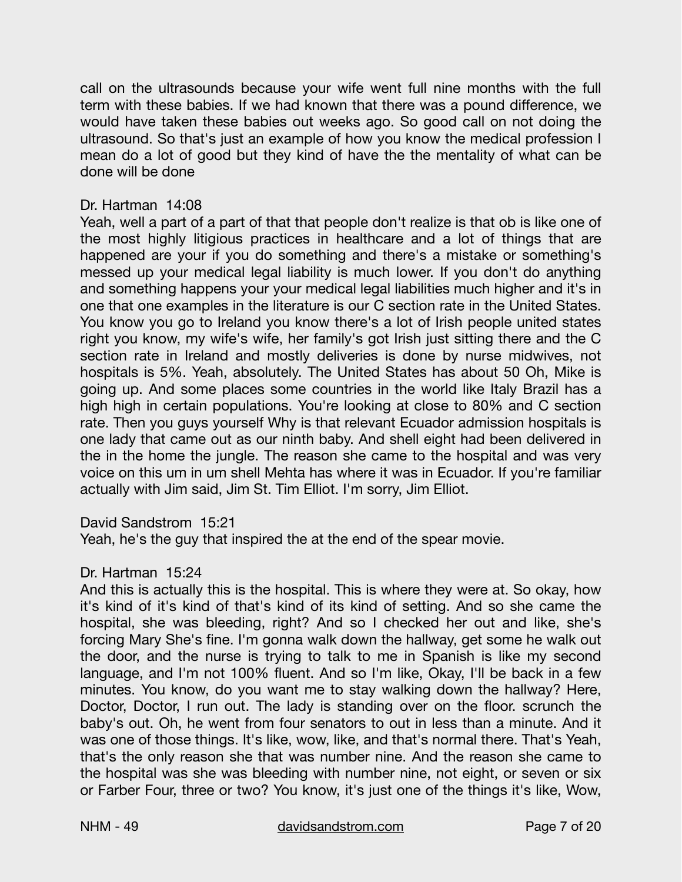call on the ultrasounds because your wife went full nine months with the full term with these babies. If we had known that there was a pound difference, we would have taken these babies out weeks ago. So good call on not doing the ultrasound. So that's just an example of how you know the medical profession I mean do a lot of good but they kind of have the the mentality of what can be done will be done

Dr. Hartman 14:08
Yeah, well a part of a part of that that people don't realize is that ob is like one of the most highly litigious practices in healthcare and a lot of things that are happened are your if you do something and there's a mistake or something's messed up your medical legal liability is much lower. If you don't do anything and something happens your your medical legal liabilities much higher and it's in one that one examples in the literature is our C section rate in the United States. You know you go to Ireland you know there's a lot of Irish people united states right you know, my wife's wife, her family's got Irish just sitting there and the C section rate in Ireland and mostly deliveries is done by nurse midwives, not hospitals is 5%. Yeah, absolutely. The United States has about 50 Oh, Mike is going up. And some places some countries in the world like Italy Brazil has a high high in certain populations. You're looking at close to 80% and C section rate. Then you guys yourself Why is that relevant Ecuador admission hospitals is one lady that came out as our ninth baby. And shell eight had been delivered in the in the home the jungle. The reason she came to the hospital and was very voice on this um in um shell Mehta has where it was in Ecuador. If you're familiar actually with Jim said, Jim St. Tim Elliot. I'm sorry, Jim Elliot.

David Sandstrom 15:21
Yeah, he's the guy that inspired the at the end of the spear movie.

Dr. Hartman 15:24
And this is actually this is the hospital. This is where they were at. So okay, how it's kind of it's kind of that's kind of its kind of setting. And so she came the hospital, she was bleeding, right? And so I checked her out and like, she's forcing Mary She's fine. I'm gonna walk down the hallway, get some he walk out the door, and the nurse is trying to talk to me in Spanish is like my second language, and I'm not 100% fluent. And so I'm like, Okay, I'll be back in a few minutes. You know, do you want me to stay walking down the hallway? Here, Doctor, Doctor, I run out. The lady is standing over on the floor. scrunch the baby's out. Oh, he went from four senators to out in less than a minute. And it was one of those things. It's like, wow, like, and that's normal there. That's Yeah, that's the only reason she that was number nine. And the reason she came to the hospital was she was bleeding with number nine, not eight, or seven or six or Farber Four, three or two? You know, it's just one of the things it's like, Wow,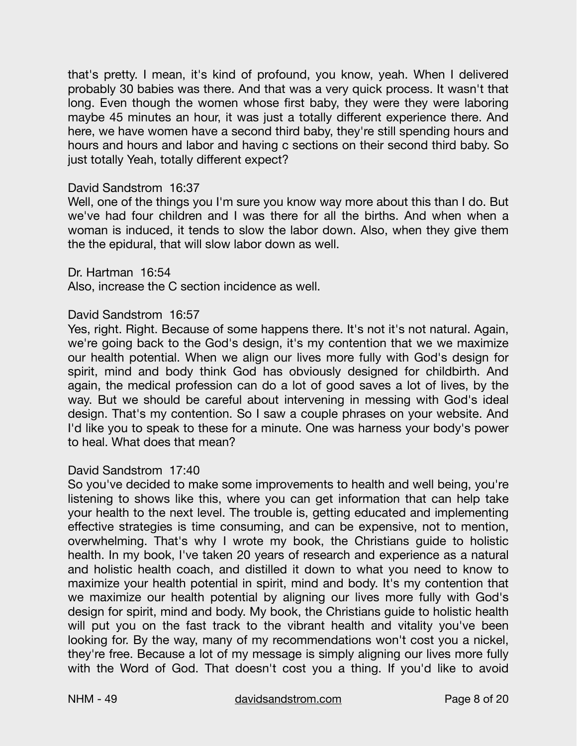that's pretty. I mean, it's kind of profound, you know, yeah. When I delivered probably 30 babies was there. And that was a very quick process. It wasn't that long. Even though the women whose first baby, they were they were laboring maybe 45 minutes an hour, it was just a totally different experience there. And here, we have women have a second third baby, they're still spending hours and hours and hours and labor and having c sections on their second third baby. So just totally Yeah, totally different expect?

David Sandstrom 16:37
Well, one of the things you I'm sure you know way more about this than I do. But we've had four children and I was there for all the births. And when when a woman is induced, it tends to slow the labor down. Also, when they give them the the epidural, that will slow labor down as well.

Dr. Hartman 16:54
Also, increase the C section incidence as well.

David Sandstrom 16:57
Yes, right. Right. Because of some happens there. It's not it's not natural. Again, we're going back to the God's design, it's my contention that we we maximize our health potential. When we align our lives more fully with God's design for spirit, mind and body think God has obviously designed for childbirth. And again, the medical profession can do a lot of good saves a lot of lives, by the way. But we should be careful about intervening in messing with God's ideal design. That's my contention. So I saw a couple phrases on your website. And I'd like you to speak to these for a minute. One was harness your body's power to heal. What does that mean?

David Sandstrom 17:40
So you've decided to make some improvements to health and well being, you're listening to shows like this, where you can get information that can help take your health to the next level. The trouble is, getting educated and implementing effective strategies is time consuming, and can be expensive, not to mention, overwhelming. That's why I wrote my book, the Christians guide to holistic health. In my book, I've taken 20 years of research and experience as a natural and holistic health coach, and distilled it down to what you need to know to maximize your health potential in spirit, mind and body. It's my contention that we maximize our health potential by aligning our lives more fully with God's design for spirit, mind and body. My book, the Christians guide to holistic health will put you on the fast track to the vibrant health and vitality you've been looking for. By the way, many of my recommendations won't cost you a nickel, they're free. Because a lot of my message is simply aligning our lives more fully with the Word of God. That doesn't cost you a thing. If you'd like to avoid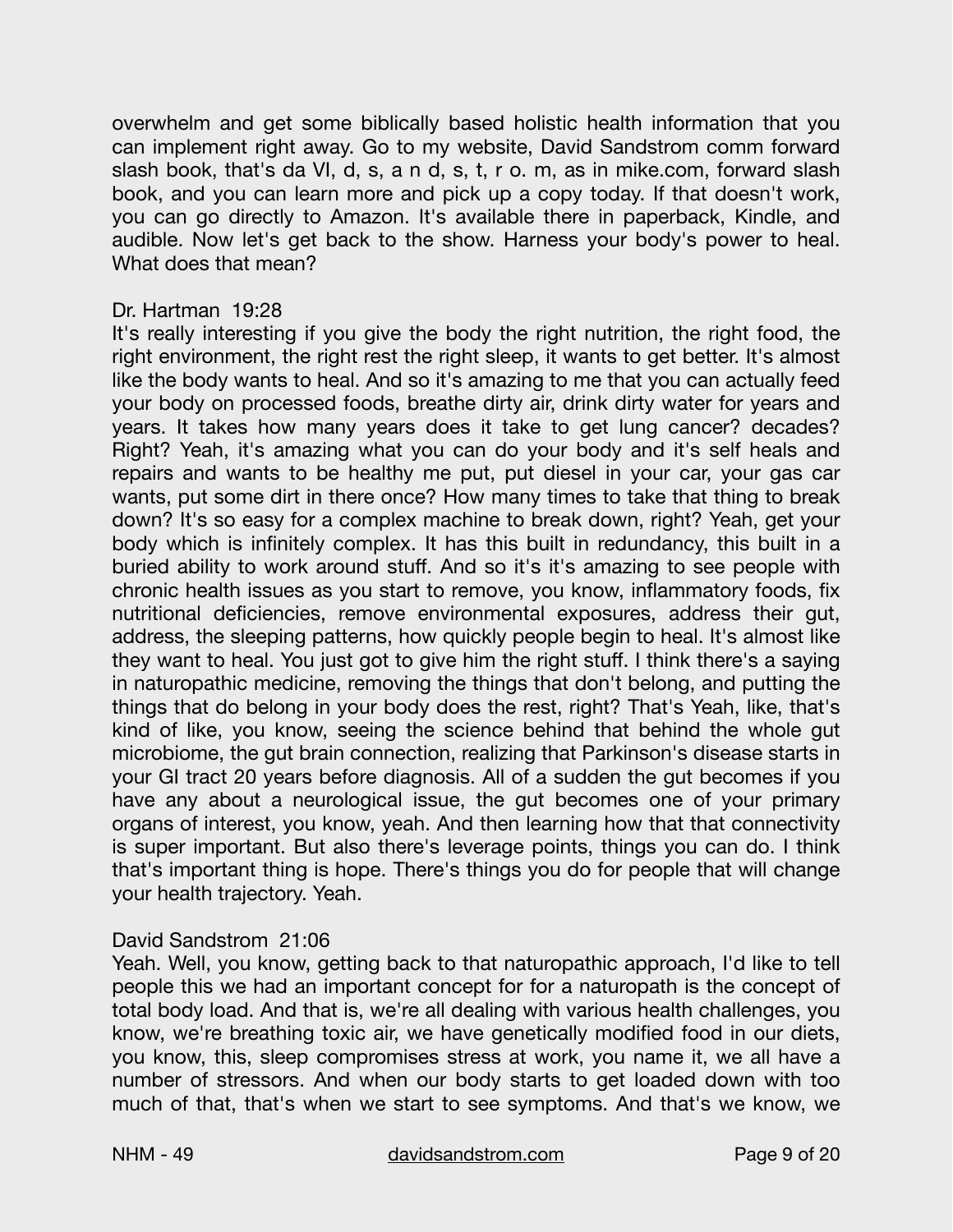overwhelm and get some biblically based holistic health information that you can implement right away. Go to my website, David Sandstrom comm forward slash book, that's da VI, d, s, a n d, s, t, r o. m, as in mike.com, forward slash book, and you can learn more and pick up a copy today. If that doesn't work, you can go directly to Amazon. It's available there in paperback, Kindle, and audible. Now let's get back to the show. Harness your body's power to heal. What does that mean?

Dr. Hartman 19:28

It's really interesting if you give the body the right nutrition, the right food, the right environment, the right rest the right sleep, it wants to get better. It's almost like the body wants to heal. And so it's amazing to me that you can actually feed your body on processed foods, breathe dirty air, drink dirty water for years and years. It takes how many years does it take to get lung cancer? decades? Right? Yeah, it's amazing what you can do your body and it's self heals and repairs and wants to be healthy me put, put diesel in your car, your gas car wants, put some dirt in there once? How many times to take that thing to break down? It's so easy for a complex machine to break down, right? Yeah, get your body which is infinitely complex. It has this built in redundancy, this built in a buried ability to work around stuff. And so it's it's amazing to see people with chronic health issues as you start to remove, you know, inflammatory foods, fix nutritional deficiencies, remove environmental exposures, address their gut, address, the sleeping patterns, how quickly people begin to heal. It's almost like they want to heal. You just got to give him the right stuff. I think there's a saying in naturopathic medicine, removing the things that don't belong, and putting the things that do belong in your body does the rest, right? That's Yeah, like, that's kind of like, you know, seeing the science behind that behind the whole gut microbiome, the gut brain connection, realizing that Parkinson's disease starts in your GI tract 20 years before diagnosis. All of a sudden the gut becomes if you have any about a neurological issue, the gut becomes one of your primary organs of interest, you know, yeah. And then learning how that that connectivity is super important. But also there's leverage points, things you can do. I think that's important thing is hope. There's things you do for people that will change your health trajectory. Yeah.

David Sandstrom 21:06

Yeah. Well, you know, getting back to that naturopathic approach, I'd like to tell people this we had an important concept for for a naturopath is the concept of total body load. And that is, we're all dealing with various health challenges, you know, we're breathing toxic air, we have genetically modified food in our diets, you know, this, sleep compromises stress at work, you name it, we all have a number of stressors. And when our body starts to get loaded down with too much of that, that's when we start to see symptoms. And that's we know, we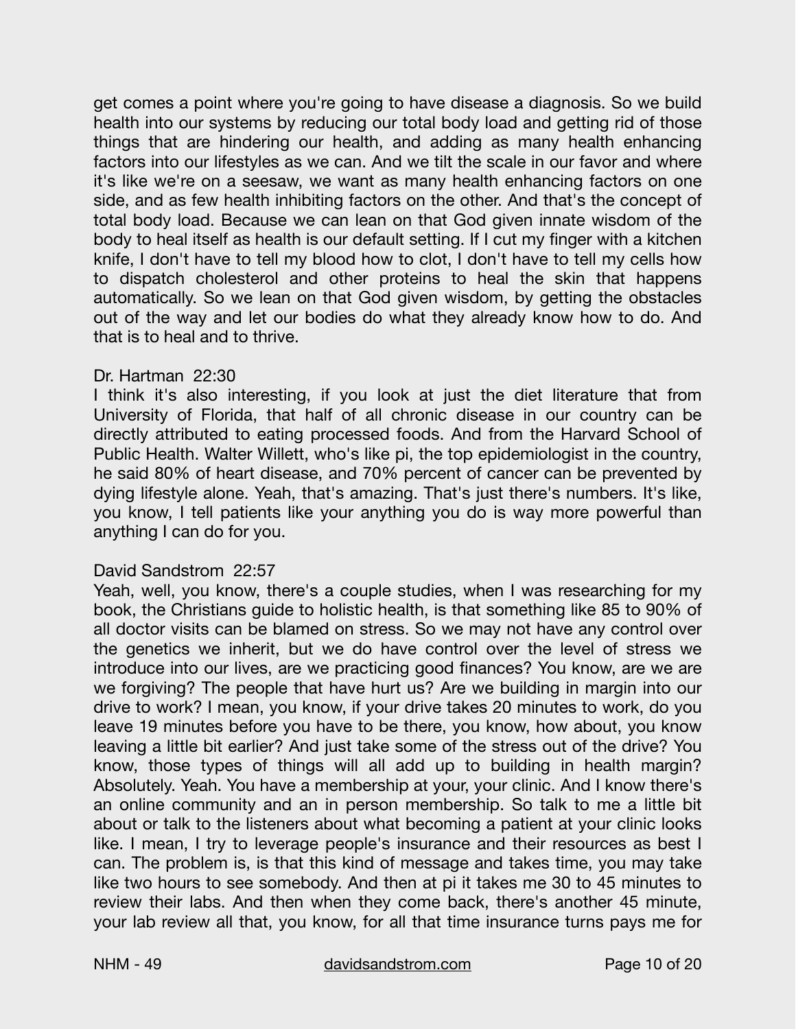get comes a point where you're going to have disease a diagnosis. So we build health into our systems by reducing our total body load and getting rid of those things that are hindering our health, and adding as many health enhancing factors into our lifestyles as we can. And we tilt the scale in our favor and where it's like we're on a seesaw, we want as many health enhancing factors on one side, and as few health inhibiting factors on the other. And that's the concept of total body load. Because we can lean on that God given innate wisdom of the body to heal itself as health is our default setting. If I cut my finger with a kitchen knife, I don't have to tell my blood how to clot, I don't have to tell my cells how to dispatch cholesterol and other proteins to heal the skin that happens automatically. So we lean on that God given wisdom, by getting the obstacles out of the way and let our bodies do what they already know how to do. And that is to heal and to thrive.

Dr. Hartman 22:30
I think it's also interesting, if you look at just the diet literature that from University of Florida, that half of all chronic disease in our country can be directly attributed to eating processed foods. And from the Harvard School of Public Health. Walter Willett, who's like pi, the top epidemiologist in the country, he said 80% of heart disease, and 70% percent of cancer can be prevented by dying lifestyle alone. Yeah, that's amazing. That's just there's numbers. It's like, you know, I tell patients like your anything you do is way more powerful than anything I can do for you.

David Sandstrom 22:57
Yeah, well, you know, there's a couple studies, when I was researching for my book, the Christians guide to holistic health, is that something like 85 to 90% of all doctor visits can be blamed on stress. So we may not have any control over the genetics we inherit, but we do have control over the level of stress we introduce into our lives, are we practicing good finances? You know, are we are are we forgiving? The people that have hurt us? Are we building in margin into our drive to work? I mean, you know, if your drive takes 20 minutes to work, do you leave 19 minutes before you have to be there, you know, how about, you know leaving a little bit earlier? And just take some of the stress out of the drive? You know, those types of things will all add up to building in health margin? Absolutely. Yeah. You have a membership at your, your clinic. And I know there's an online community and an in person membership. So talk to me a little bit about or talk to the listeners about what becoming a patient at your clinic looks like. I mean, I try to leverage people's insurance and their resources as best I can. The problem is, is that this kind of message and takes time, you may take like two hours to see somebody. And then at pi it takes me 30 to 45 minutes to review their labs. And then when they come back, there's another 45 minute, your lab review all that, you know, for all that time insurance turns pays me for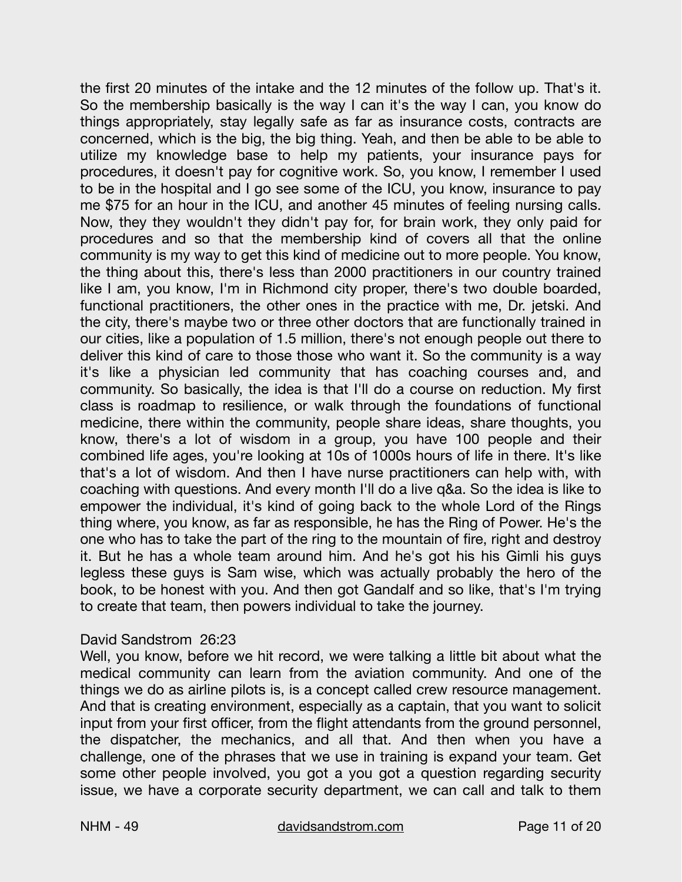the first 20 minutes of the intake and the 12 minutes of the follow up. That's it. So the membership basically is the way I can it's the way I can, you know do things appropriately, stay legally safe as far as insurance costs, contracts are concerned, which is the big, the big thing. Yeah, and then be able to be able to utilize my knowledge base to help my patients, your insurance pays for procedures, it doesn't pay for cognitive work. So, you know, I remember I used to be in the hospital and I go see some of the ICU, you know, insurance to pay me $75 for an hour in the ICU, and another 45 minutes of feeling nursing calls. Now, they they wouldn't they didn't pay for, for brain work, they only paid for procedures and so that the membership kind of covers all that the online community is my way to get this kind of medicine out to more people. You know, the thing about this, there's less than 2000 practitioners in our country trained like I am, you know, I'm in Richmond city proper, there's two double boarded, functional practitioners, the other ones in the practice with me, Dr. jetski. And the city, there's maybe two or three other doctors that are functionally trained in our cities, like a population of 1.5 million, there's not enough people out there to deliver this kind of care to those those who want it. So the community is a way it's like a physician led community that has coaching courses and, and community. So basically, the idea is that I'll do a course on reduction. My first class is roadmap to resilience, or walk through the foundations of functional medicine, there within the community, people share ideas, share thoughts, you know, there's a lot of wisdom in a group, you have 100 people and their combined life ages, you're looking at 10s of 1000s hours of life in there. It's like that's a lot of wisdom. And then I have nurse practitioners can help with, with coaching with questions. And every month I'll do a live q&a. So the idea is like to empower the individual, it's kind of going back to the whole Lord of the Rings thing where, you know, as far as responsible, he has the Ring of Power. He's the one who has to take the part of the ring to the mountain of fire, right and destroy it. But he has a whole team around him. And he's got his his Gimli his guys legless these guys is Sam wise, which was actually probably the hero of the book, to be honest with you. And then got Gandalf and so like, that's I'm trying to create that team, then powers individual to take the journey.

David Sandstrom 26:23
Well, you know, before we hit record, we were talking a little bit about what the medical community can learn from the aviation community. And one of the things we do as airline pilots is, is a concept called crew resource management. And that is creating environment, especially as a captain, that you want to solicit input from your first officer, from the flight attendants from the ground personnel, the dispatcher, the mechanics, and all that. And then when you have a challenge, one of the phrases that we use in training is expand your team. Get some other people involved, you got a you got a question regarding security issue, we have a corporate security department, we can call and talk to them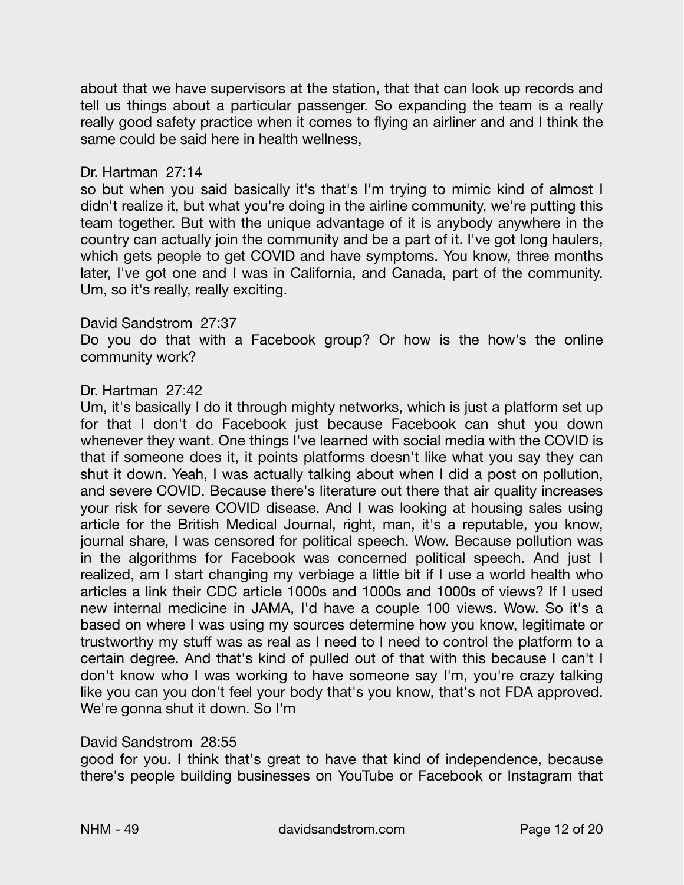about that we have supervisors at the station, that that can look up records and tell us things about a particular passenger. So expanding the team is a really really good safety practice when it comes to flying an airliner and and I think the same could be said here in health wellness,

Dr. Hartman 27:14
so but when you said basically it's that's I'm trying to mimic kind of almost I didn't realize it, but what you're doing in the airline community, we're putting this team together. But with the unique advantage of it is anybody anywhere in the country can actually join the community and be a part of it. I've got long haulers, which gets people to get COVID and have symptoms. You know, three months later, I've got one and I was in California, and Canada, part of the community. Um, so it's really, really exciting.

David Sandstrom 27:37
Do you do that with a Facebook group? Or how is the how's the online community work?

Dr. Hartman 27:42
Um, it's basically I do it through mighty networks, which is just a platform set up for that I don't do Facebook just because Facebook can shut you down whenever they want. One things I've learned with social media with the COVID is that if someone does it, it points platforms doesn't like what you say they can shut it down. Yeah, I was actually talking about when I did a post on pollution, and severe COVID. Because there's literature out there that air quality increases your risk for severe COVID disease. And I was looking at housing sales using article for the British Medical Journal, right, man, it's a reputable, you know, journal share, I was censored for political speech. Wow. Because pollution was in the algorithms for Facebook was concerned political speech. And just I realized, am I start changing my verbiage a little bit if I use a world health who articles a link their CDC article 1000s and 1000s and 1000s of views? If I used new internal medicine in JAMA, I'd have a couple 100 views. Wow. So it's a based on where I was using my sources determine how you know, legitimate or trustworthy my stuff was as real as I need to I need to control the platform to a certain degree. And that's kind of pulled out of that with this because I can't I don't know who I was working to have someone say I'm, you're crazy talking like you can you don't feel your body that's you know, that's not FDA approved. We're gonna shut it down. So I'm

David Sandstrom 28:55
good for you. I think that's great to have that kind of independence, because there's people building businesses on YouTube or Facebook or Instagram that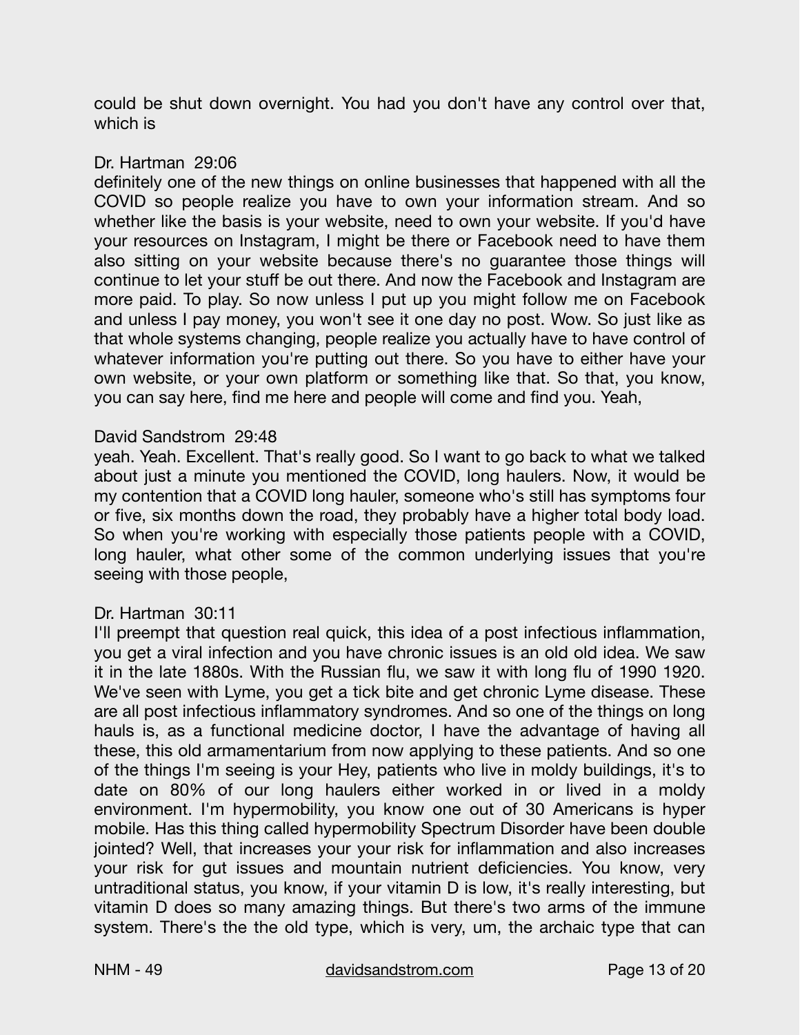could be shut down overnight. You had you don't have any control over that, which is

Dr. Hartman 29:06
definitely one of the new things on online businesses that happened with all the COVID so people realize you have to own your information stream. And so whether like the basis is your website, need to own your website. If you'd have your resources on Instagram, I might be there or Facebook need to have them also sitting on your website because there's no guarantee those things will continue to let your stuff be out there. And now the Facebook and Instagram are more paid. To play. So now unless I put up you might follow me on Facebook and unless I pay money, you won't see it one day no post. Wow. So just like as that whole systems changing, people realize you actually have to have control of whatever information you're putting out there. So you have to either have your own website, or your own platform or something like that. So that, you know, you can say here, find me here and people will come and find you. Yeah,

David Sandstrom 29:48
yeah. Yeah. Excellent. That's really good. So I want to go back to what we talked about just a minute you mentioned the COVID, long haulers. Now, it would be my contention that a COVID long hauler, someone who's still has symptoms four or five, six months down the road, they probably have a higher total body load. So when you're working with especially those patients people with a COVID, long hauler, what other some of the common underlying issues that you're seeing with those people,

Dr. Hartman 30:11
I'll preempt that question real quick, this idea of a post infectious inflammation, you get a viral infection and you have chronic issues is an old old idea. We saw it in the late 1880s. With the Russian flu, we saw it with long flu of 1990 1920. We've seen with Lyme, you get a tick bite and get chronic Lyme disease. These are all post infectious inflammatory syndromes. And so one of the things on long hauls is, as a functional medicine doctor, I have the advantage of having all these, this old armamentarium from now applying to these patients. And so one of the things I'm seeing is your Hey, patients who live in moldy buildings, it's to date on 80% of our long haulers either worked in or lived in a moldy environment. I'm hypermobility, you know one out of 30 Americans is hyper mobile. Has this thing called hypermobility Spectrum Disorder have been double jointed? Well, that increases your your risk for inflammation and also increases your risk for gut issues and mountain nutrient deficiencies. You know, very untraditional status, you know, if your vitamin D is low, it's really interesting, but vitamin D does so many amazing things. But there's two arms of the immune system. There's the the old type, which is very, um, the archaic type that can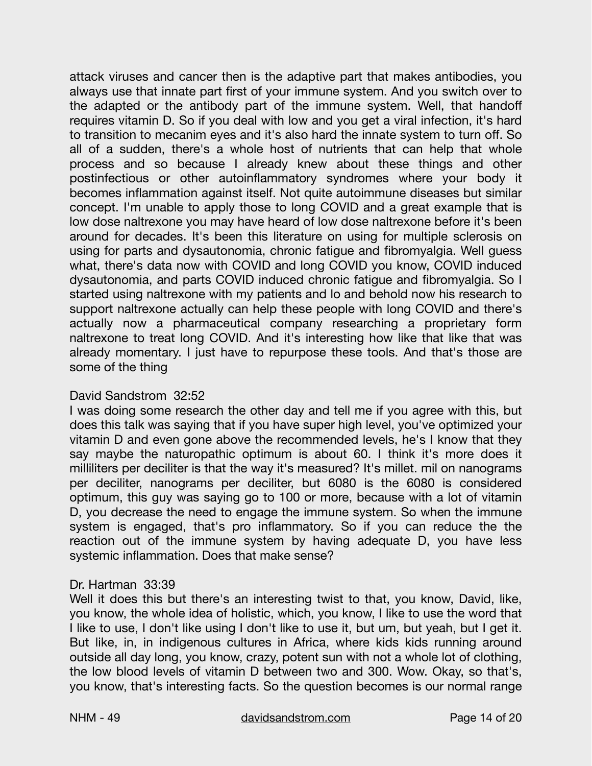attack viruses and cancer then is the adaptive part that makes antibodies, you always use that innate part first of your immune system. And you switch over to the adapted or the antibody part of the immune system. Well, that handoff requires vitamin D. So if you deal with low and you get a viral infection, it's hard to transition to mecanim eyes and it's also hard the innate system to turn off. So all of a sudden, there's a whole host of nutrients that can help that whole process and so because I already knew about these things and other postinfectious or other autoinflammatory syndromes where your body it becomes inflammation against itself. Not quite autoimmune diseases but similar concept. I'm unable to apply those to long COVID and a great example that is low dose naltrexone you may have heard of low dose naltrexone before it's been around for decades. It's been this literature on using for multiple sclerosis on using for parts and dysautonomia, chronic fatigue and fibromyalgia. Well guess what, there's data now with COVID and long COVID you know, COVID induced dysautonomia, and parts COVID induced chronic fatigue and fibromyalgia. So I started using naltrexone with my patients and lo and behold now his research to support naltrexone actually can help these people with long COVID and there's actually now a pharmaceutical company researching a proprietary form naltrexone to treat long COVID. And it's interesting how like that like that was already momentary. I just have to repurpose these tools. And that's those are some of the thing

David Sandstrom 32:52
I was doing some research the other day and tell me if you agree with this, but does this talk was saying that if you have super high level, you've optimized your vitamin D and even gone above the recommended levels, he's I know that they say maybe the naturopathic optimum is about 60. I think it's more does it milliliters per deciliter is that the way it's measured? It's millet. mil on nanograms per deciliter, nanograms per deciliter, but 6080 is the 6080 is considered optimum, this guy was saying go to 100 or more, because with a lot of vitamin D, you decrease the need to engage the immune system. So when the immune system is engaged, that's pro inflammatory. So if you can reduce the the reaction out of the immune system by having adequate D, you have less systemic inflammation. Does that make sense?

Dr. Hartman 33:39
Well it does this but there's an interesting twist to that, you know, David, like, you know, the whole idea of holistic, which, you know, I like to use the word that I like to use, I don't like using I don't like to use it, but um, but yeah, but I get it. But like, in, in indigenous cultures in Africa, where kids kids running around outside all day long, you know, crazy, potent sun with not a whole lot of clothing, the low blood levels of vitamin D between two and 300. Wow. Okay, so that's, you know, that's interesting facts. So the question becomes is our normal range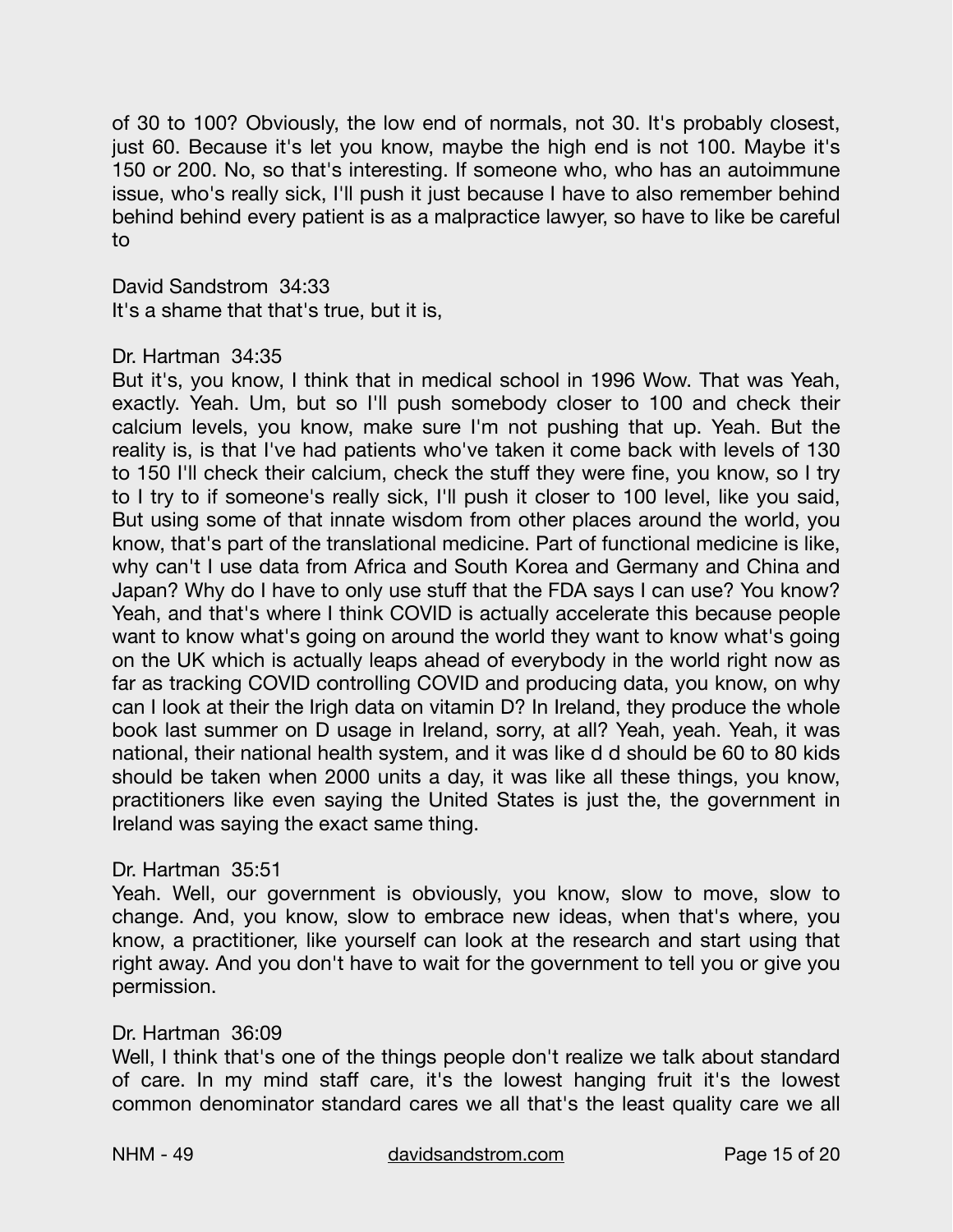of 30 to 100? Obviously, the low end of normals, not 30. It's probably closest, just 60. Because it's let you know, maybe the high end is not 100. Maybe it's 150 or 200. No, so that's interesting. If someone who, who has an autoimmune issue, who's really sick, I'll push it just because I have to also remember behind behind behind every patient is as a malpractice lawyer, so have to like be careful to

David Sandstrom 34:33
It's a shame that that's true, but it is,

Dr. Hartman 34:35
But it's, you know, I think that in medical school in 1996 Wow. That was Yeah, exactly. Yeah. Um, but so I'll push somebody closer to 100 and check their calcium levels, you know, make sure I'm not pushing that up. Yeah. But the reality is, is that I've had patients who've taken it come back with levels of 130 to 150 I'll check their calcium, check the stuff they were fine, you know, so I try to I try to if someone's really sick, I'll push it closer to 100 level, like you said, But using some of that innate wisdom from other places around the world, you know, that's part of the translational medicine. Part of functional medicine is like, why can't I use data from Africa and South Korea and Germany and China and Japan? Why do I have to only use stuff that the FDA says I can use? You know? Yeah, and that's where I think COVID is actually accelerate this because people want to know what's going on around the world they want to know what's going on the UK which is actually leaps ahead of everybody in the world right now as far as tracking COVID controlling COVID and producing data, you know, on why can I look at their the Irigh data on vitamin D? In Ireland, they produce the whole book last summer on D usage in Ireland, sorry, at all? Yeah, yeah. Yeah, it was national, their national health system, and it was like d d should be 60 to 80 kids should be taken when 2000 units a day, it was like all these things, you know, practitioners like even saying the United States is just the, the government in Ireland was saying the exact same thing.

Dr. Hartman 35:51
Yeah. Well, our government is obviously, you know, slow to move, slow to change. And, you know, slow to embrace new ideas, when that's where, you know, a practitioner, like yourself can look at the research and start using that right away. And you don't have to wait for the government to tell you or give you permission.

Dr. Hartman 36:09
Well, I think that's one of the things people don't realize we talk about standard of care. In my mind staff care, it's the lowest hanging fruit it's the lowest common denominator standard cares we all that's the least quality care we all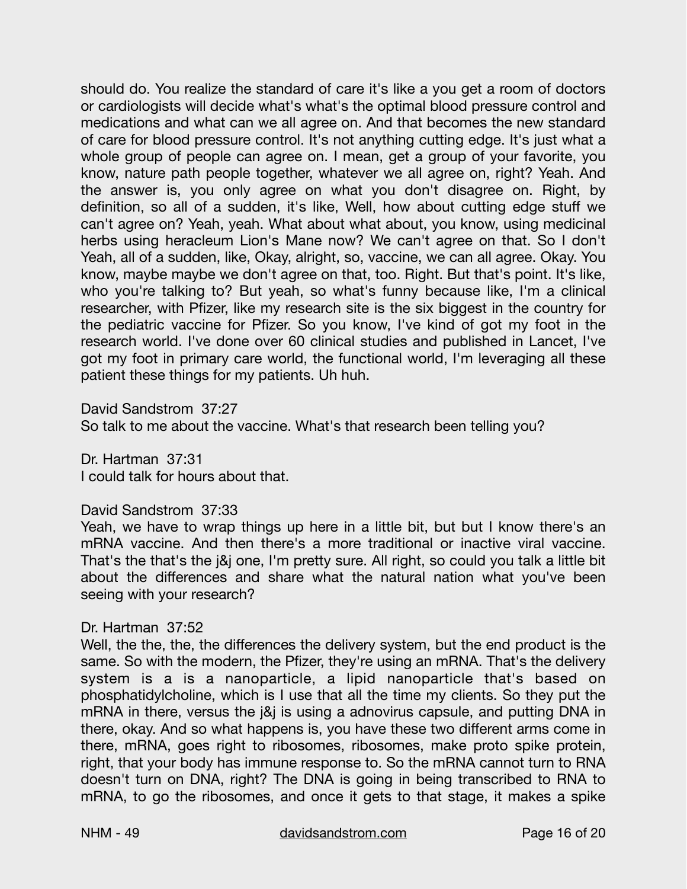should do. You realize the standard of care it's like a you get a room of doctors or cardiologists will decide what's what's the optimal blood pressure control and medications and what can we all agree on. And that becomes the new standard of care for blood pressure control. It's not anything cutting edge. It's just what a whole group of people can agree on. I mean, get a group of your favorite, you know, nature path people together, whatever we all agree on, right? Yeah. And the answer is, you only agree on what you don't disagree on. Right, by definition, so all of a sudden, it's like, Well, how about cutting edge stuff we can't agree on? Yeah, yeah. What about what about, you know, using medicinal herbs using heracleum Lion's Mane now? We can't agree on that. So I don't Yeah, all of a sudden, like, Okay, alright, so, vaccine, we can all agree. Okay. You know, maybe maybe we don't agree on that, too. Right. But that's point. It's like, who you're talking to? But yeah, so what's funny because like, I'm a clinical researcher, with Pfizer, like my research site is the six biggest in the country for the pediatric vaccine for Pfizer. So you know, I've kind of got my foot in the research world. I've done over 60 clinical studies and published in Lancet, I've got my foot in primary care world, the functional world, I'm leveraging all these patient these things for my patients. Uh huh.

David Sandstrom 37:27
So talk to me about the vaccine. What's that research been telling you?

Dr. Hartman 37:31
I could talk for hours about that.

David Sandstrom 37:33
Yeah, we have to wrap things up here in a little bit, but but I know there's an mRNA vaccine. And then there's a more traditional or inactive viral vaccine. That's the that's the j&j one, I'm pretty sure. All right, so could you talk a little bit about the differences and share what the natural nation what you've been seeing with your research?

Dr. Hartman 37:52
Well, the the, the, the differences the delivery system, but the end product is the same. So with the modern, the Pfizer, they're using an mRNA. That's the delivery system is a is a nanoparticle, a lipid nanoparticle that's based on phosphatidylcholine, which is I use that all the time my clients. So they put the mRNA in there, versus the j&j is using a adnovirus capsule, and putting DNA in there, okay. And so what happens is, you have these two different arms come in there, mRNA, goes right to ribosomes, ribosomes, make proto spike protein, right, that your body has immune response to. So the mRNA cannot turn to RNA doesn't turn on DNA, right? The DNA is going in being transcribed to RNA to mRNA, to go the ribosomes, and once it gets to that stage, it makes a spike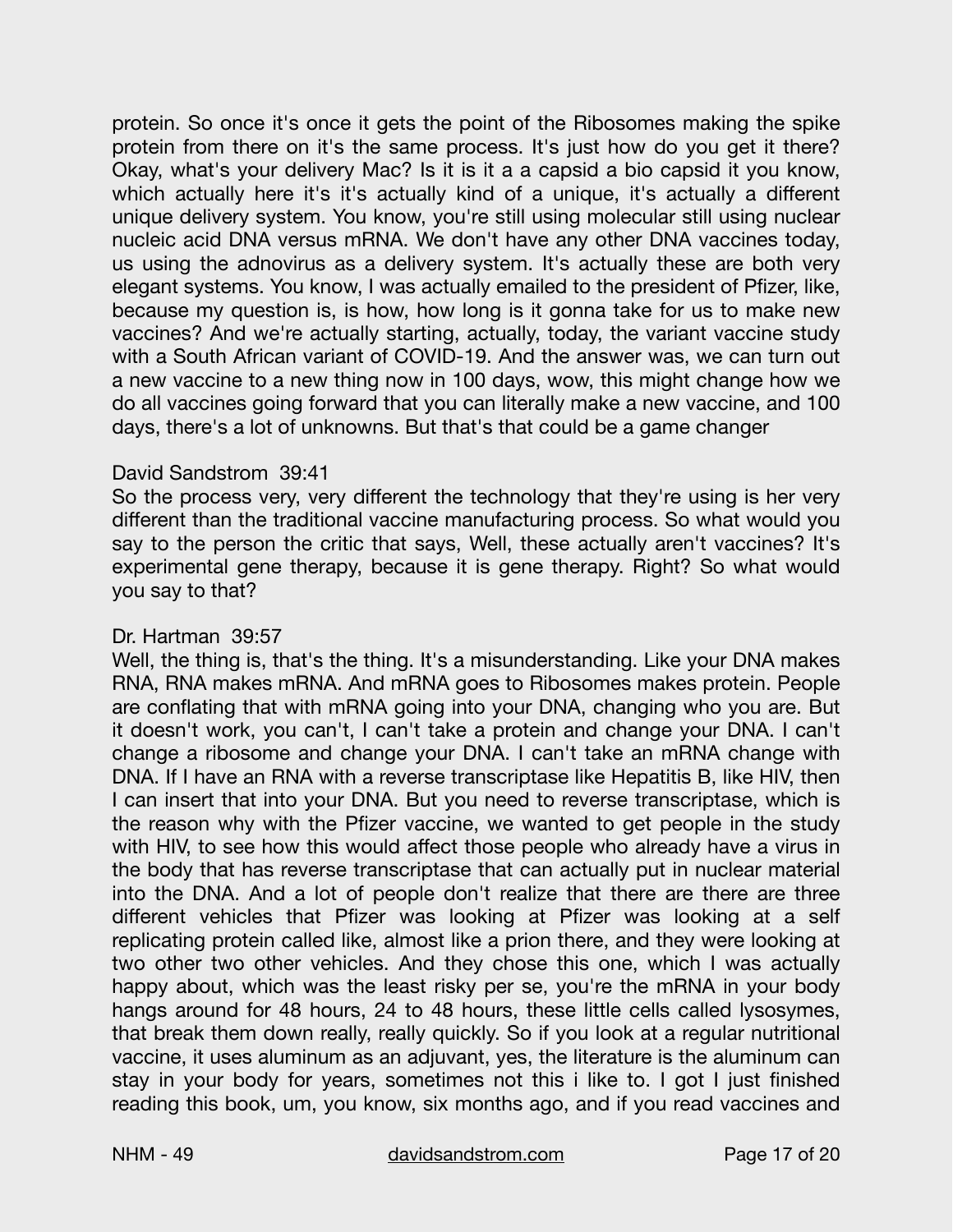protein. So once it's once it gets the point of the Ribosomes making the spike protein from there on it's the same process. It's just how do you get it there? Okay, what's your delivery Mac? Is it is it a a capsid a bio capsid it you know, which actually here it's it's actually kind of a unique, it's actually a different unique delivery system. You know, you're still using molecular still using nuclear nucleic acid DNA versus mRNA. We don't have any other DNA vaccines today, us using the adnovirus as a delivery system. It's actually these are both very elegant systems. You know, I was actually emailed to the president of Pfizer, like, because my question is, is how, how long is it gonna take for us to make new vaccines? And we're actually starting, actually, today, the variant vaccine study with a South African variant of COVID-19. And the answer was, we can turn out a new vaccine to a new thing now in 100 days, wow, this might change how we do all vaccines going forward that you can literally make a new vaccine, and 100 days, there's a lot of unknowns. But that's that could be a game changer

David Sandstrom 39:41

So the process very, very different the technology that they're using is her very different than the traditional vaccine manufacturing process. So what would you say to the person the critic that says, Well, these actually aren't vaccines? It's experimental gene therapy, because it is gene therapy. Right? So what would you say to that?

Dr. Hartman 39:57

Well, the thing is, that's the thing. It's a misunderstanding. Like your DNA makes RNA, RNA makes mRNA. And mRNA goes to Ribosomes makes protein. People are conflating that with mRNA going into your DNA, changing who you are. But it doesn't work, you can't, I can't take a protein and change your DNA. I can't change a ribosome and change your DNA. I can't take an mRNA change with DNA. If I have an RNA with a reverse transcriptase like Hepatitis B, like HIV, then I can insert that into your DNA. But you need to reverse transcriptase, which is the reason why with the Pfizer vaccine, we wanted to get people in the study with HIV, to see how this would affect those people who already have a virus in the body that has reverse transcriptase that can actually put in nuclear material into the DNA. And a lot of people don't realize that there are there are three different vehicles that Pfizer was looking at Pfizer was looking at a self replicating protein called like, almost like a prion there, and they were looking at two other two other vehicles. And they chose this one, which I was actually happy about, which was the least risky per se, you're the mRNA in your body hangs around for 48 hours, 24 to 48 hours, these little cells called lysosymes, that break them down really, really quickly. So if you look at a regular nutritional vaccine, it uses aluminum as an adjuvant, yes, the literature is the aluminum can stay in your body for years, sometimes not this i like to. I got I just finished reading this book, um, you know, six months ago, and if you read vaccines and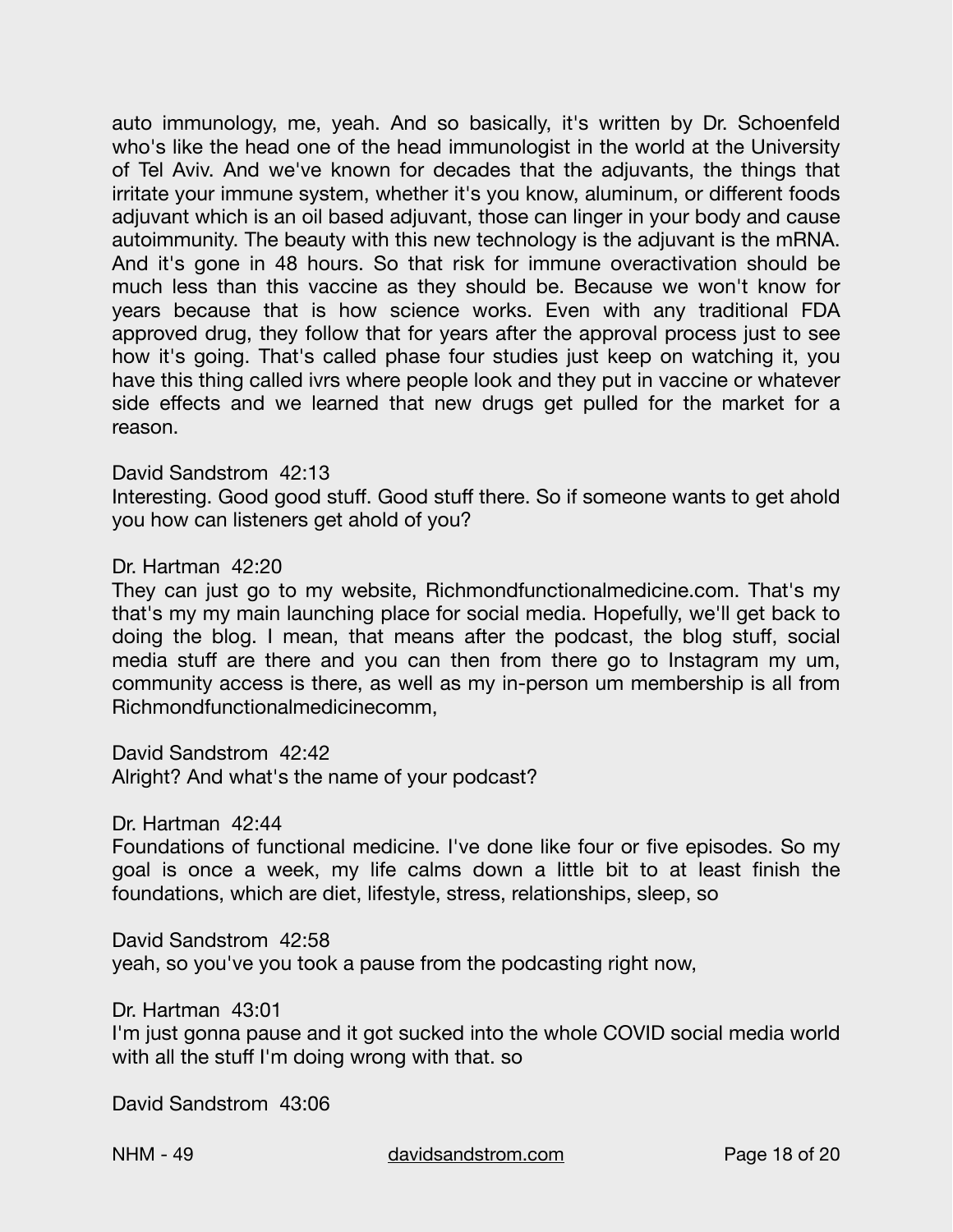auto immunology, me, yeah. And so basically, it's written by Dr. Schoenfeld who's like the head one of the head immunologist in the world at the University of Tel Aviv. And we've known for decades that the adjuvants, the things that irritate your immune system, whether it's you know, aluminum, or different foods adjuvant which is an oil based adjuvant, those can linger in your body and cause autoimmunity. The beauty with this new technology is the adjuvant is the mRNA. And it's gone in 48 hours. So that risk for immune overactivation should be much less than this vaccine as they should be. Because we won't know for years because that is how science works. Even with any traditional FDA approved drug, they follow that for years after the approval process just to see how it's going. That's called phase four studies just keep on watching it, you have this thing called ivrs where people look and they put in vaccine or whatever side effects and we learned that new drugs get pulled for the market for a reason.

David Sandstrom 42:13
Interesting. Good good stuff. Good stuff there. So if someone wants to get ahold you how can listeners get ahold of you?

Dr. Hartman 42:20
They can just go to my website, Richmondfunctionalmedicine.com. That's my that's my my main launching place for social media. Hopefully, we'll get back to doing the blog. I mean, that means after the podcast, the blog stuff, social media stuff are there and you can then from there go to Instagram my um, community access is there, as well as my in-person um membership is all from Richmondfunctionalmedicinecomm,

David Sandstrom 42:42
Alright? And what's the name of your podcast?

Dr. Hartman 42:44
Foundations of functional medicine. I've done like four or five episodes. So my goal is once a week, my life calms down a little bit to at least finish the foundations, which are diet, lifestyle, stress, relationships, sleep, so

David Sandstrom 42:58
yeah, so you've you took a pause from the podcasting right now,

Dr. Hartman 43:01
I'm just gonna pause and it got sucked into the whole COVID social media world with all the stuff I'm doing wrong with that. so

David Sandstrom 43:06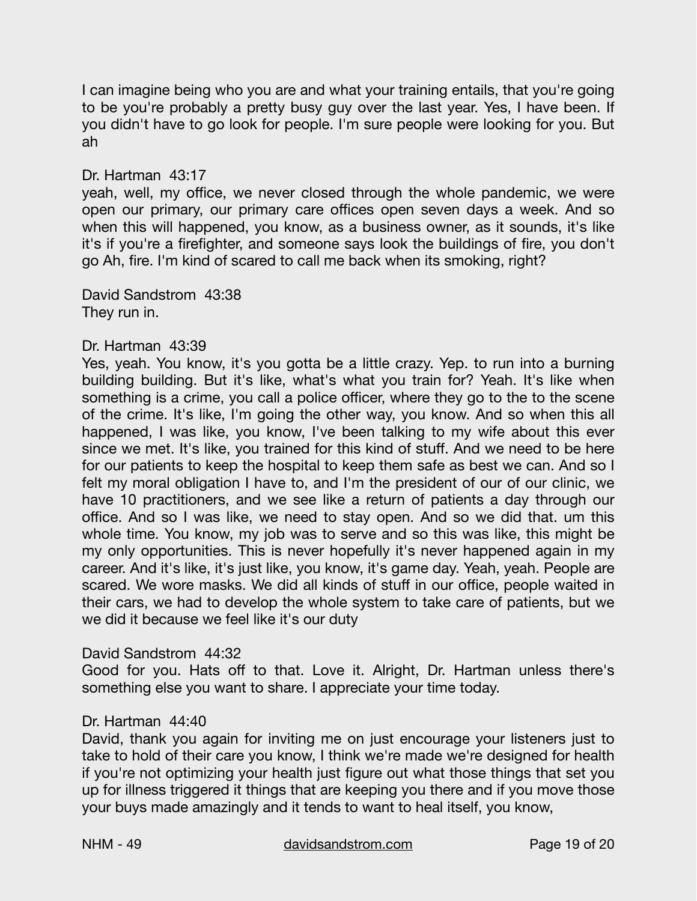I can imagine being who you are and what your training entails, that you're going to be you're probably a pretty busy guy over the last year. Yes, I have been. If you didn't have to go look for people. I'm sure people were looking for you. But ah

Dr. Hartman 43:17
yeah, well, my office, we never closed through the whole pandemic, we were open our primary, our primary care offices open seven days a week. And so when this will happened, you know, as a business owner, as it sounds, it's like it's if you're a firefighter, and someone says look the buildings of fire, you don't go Ah, fire. I'm kind of scared to call me back when its smoking, right?

David Sandstrom 43:38
They run in.

Dr. Hartman 43:39
Yes, yeah. You know, it's you gotta be a little crazy. Yep. to run into a burning building building. But it's like, what's what you train for? Yeah. It's like when something is a crime, you call a police officer, where they go to the to the scene of the crime. It's like, I'm going the other way, you know. And so when this all happened, I was like, you know, I've been talking to my wife about this ever since we met. It's like, you trained for this kind of stuff. And we need to be here for our patients to keep the hospital to keep them safe as best we can. And so I felt my moral obligation I have to, and I'm the president of our of our clinic, we have 10 practitioners, and we see like a return of patients a day through our office. And so I was like, we need to stay open. And so we did that. um this whole time. You know, my job was to serve and so this was like, this might be my only opportunities. This is never hopefully it's never happened again in my career. And it's like, it's just like, you know, it's game day. Yeah, yeah. People are scared. We wore masks. We did all kinds of stuff in our office, people waited in their cars, we had to develop the whole system to take care of patients, but we we did it because we feel like it's our duty

David Sandstrom 44:32
Good for you. Hats off to that. Love it. Alright, Dr. Hartman unless there's something else you want to share. I appreciate your time today.

Dr. Hartman 44:40
David, thank you again for inviting me on just encourage your listeners just to take to hold of their care you know, I think we're made we're designed for health if you're not optimizing your health just figure out what those things that set you up for illness triggered it things that are keeping you there and if you move those your buys made amazingly and it tends to want to heal itself, you know,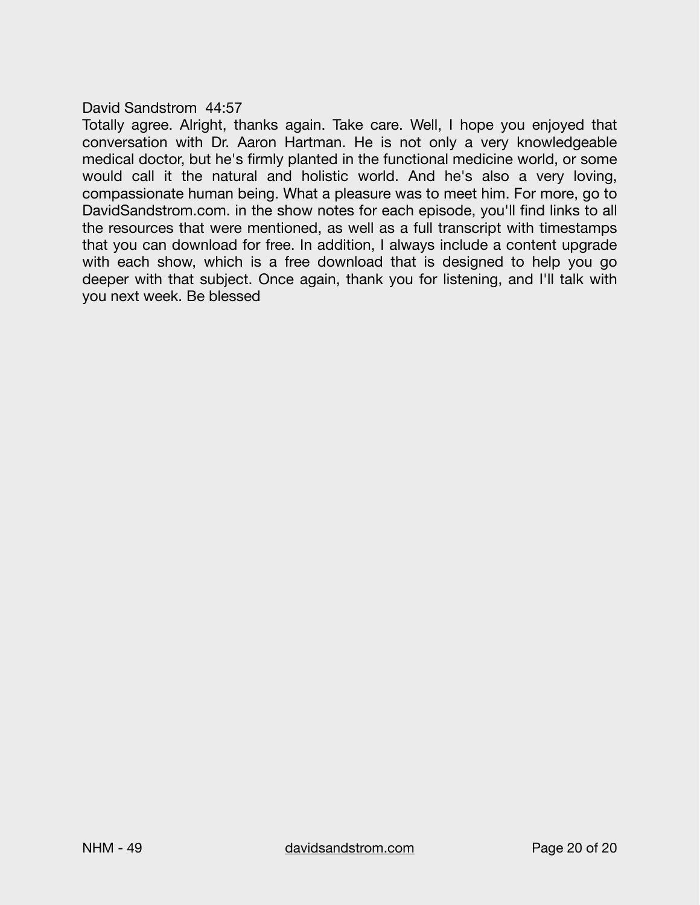David Sandstrom 44:57

Totally agree. Alright, thanks again. Take care. Well, I hope you enjoyed that conversation with Dr. Aaron Hartman. He is not only a very knowledgeable medical doctor, but he's firmly planted in the functional medicine world, or some would call it the natural and holistic world. And he's also a very loving, compassionate human being. What a pleasure was to meet him. For more, go to DavidSandstrom.com. in the show notes for each episode, you'll find links to all the resources that were mentioned, as well as a full transcript with timestamps that you can download for free. In addition, I always include a content upgrade with each show, which is a free download that is designed to help you go deeper with that subject. Once again, thank you for listening, and I'll talk with you next week. Be blessed